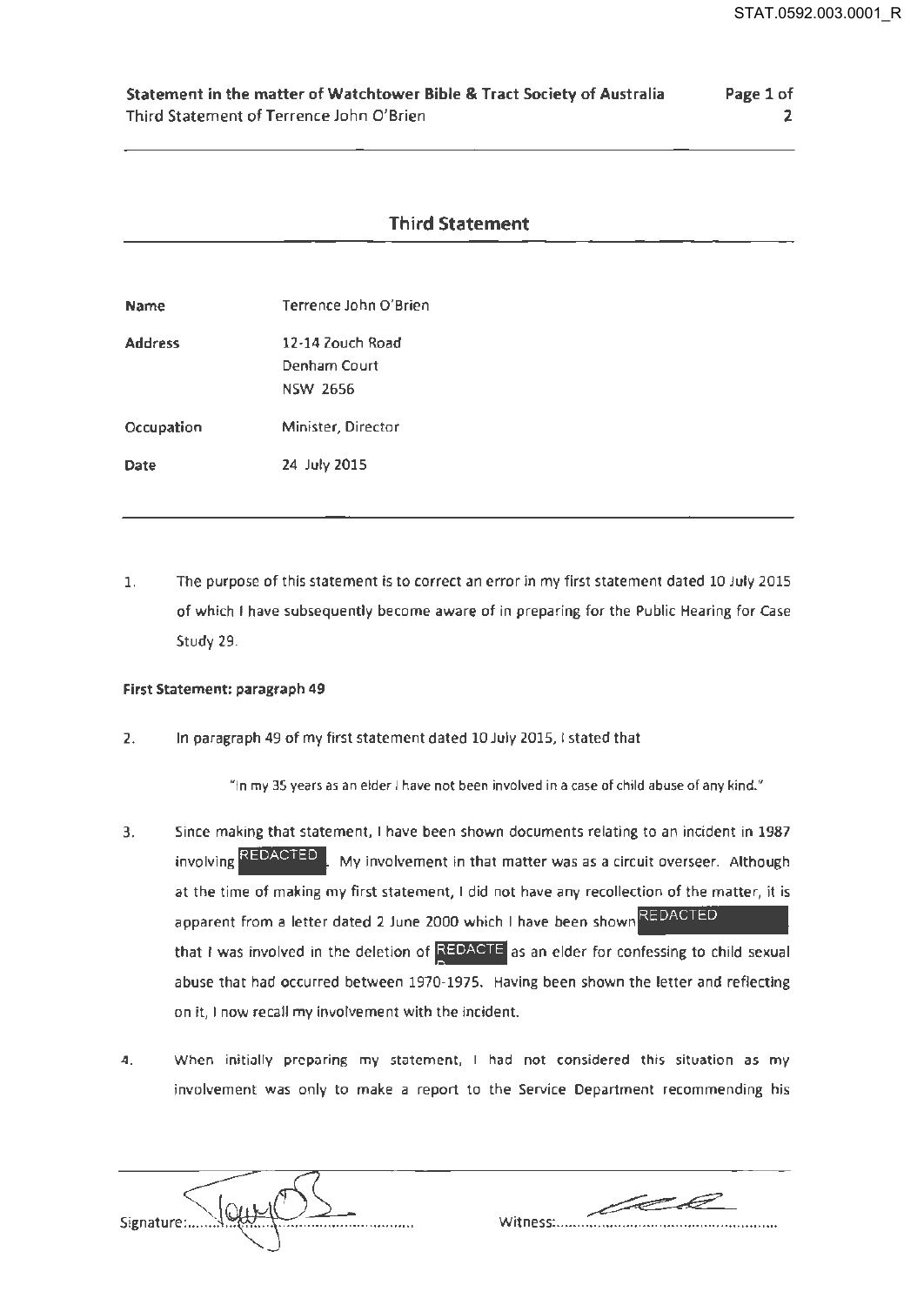## Third Statement

| | |
|---|---|
| **Name** | Terrence John O'Brien |
| **Address** | 12-14 Zouch Road<br>Denham Court<br>NSW 2656 |
| **Occupation** | Minister, Director |
| **Date** | 24 July 2015 |

1. The purpose of this statement is to correct an error in my first statement dated 10 July 2015 of which I have subsequently become aware of in preparing for the Public Hearing for Case Study 29.

**First Statement: paragraph 49**

2. In paragraph 49 of my first statement dated 10 July 2015, I stated that

   "In my 35 years as an elder I have not been involved in a case of child abuse of any kind."

3. Since making that statement, I have been shown documents relating to an incident in 1987 involving REDACTED. My involvement in that matter was as a circuit overseer. Although at the time of making my first statement, I did not have any recollection of the matter, it is apparent from a letter dated 2 June 2000 which I have been shown REDACTED that I was involved in the deletion of REDACTED as an elder for confessing to child sexual abuse that had occurred between 1970-1975. Having been shown the letter and reflecting on it, I now recall my involvement with the incident.

4. When initially preparing my statement, I had not considered this situation as my involvement was only to make a report to the Service Department recommending his

Signature:........................ Witness:........................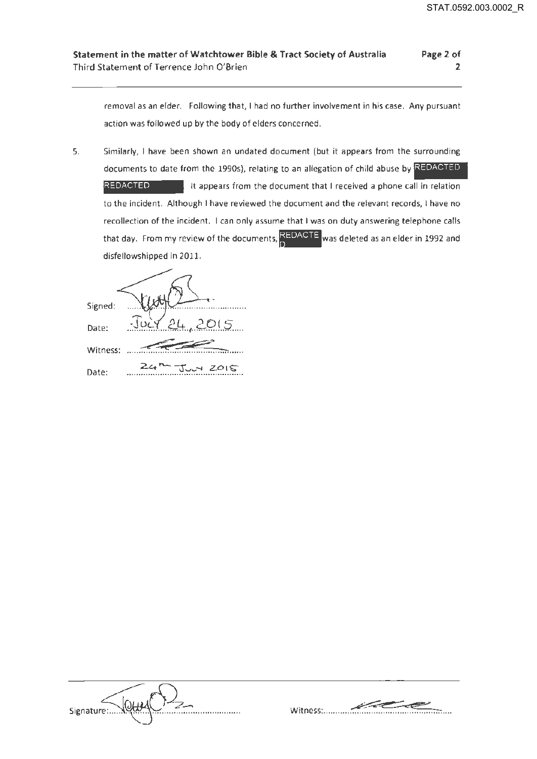removal as an elder. Following that, I had no further involvement in his case. Any pursuant action was followed up by the body of elders concerned.

5. Similarly, I have been shown an undated document (but it appears from the surrounding documents to date from the 1990s), relating to an allegation of child abuse by REDACTED REDACTED. It appears from the document that I received a phone call in relation to the incident. Although I have reviewed the document and the relevant records, I have no recollection of the incident. I can only assume that I was on duty answering telephone calls that day. From my review of the documents, REDACTED was deleted as an elder in 1992 and disfellowshipped in 2011.

Signed: [signature]

Date: July 24, 2015

Witness: [signature]

Date: 24th July 2015

Signature: [signature] Witness: [signature]